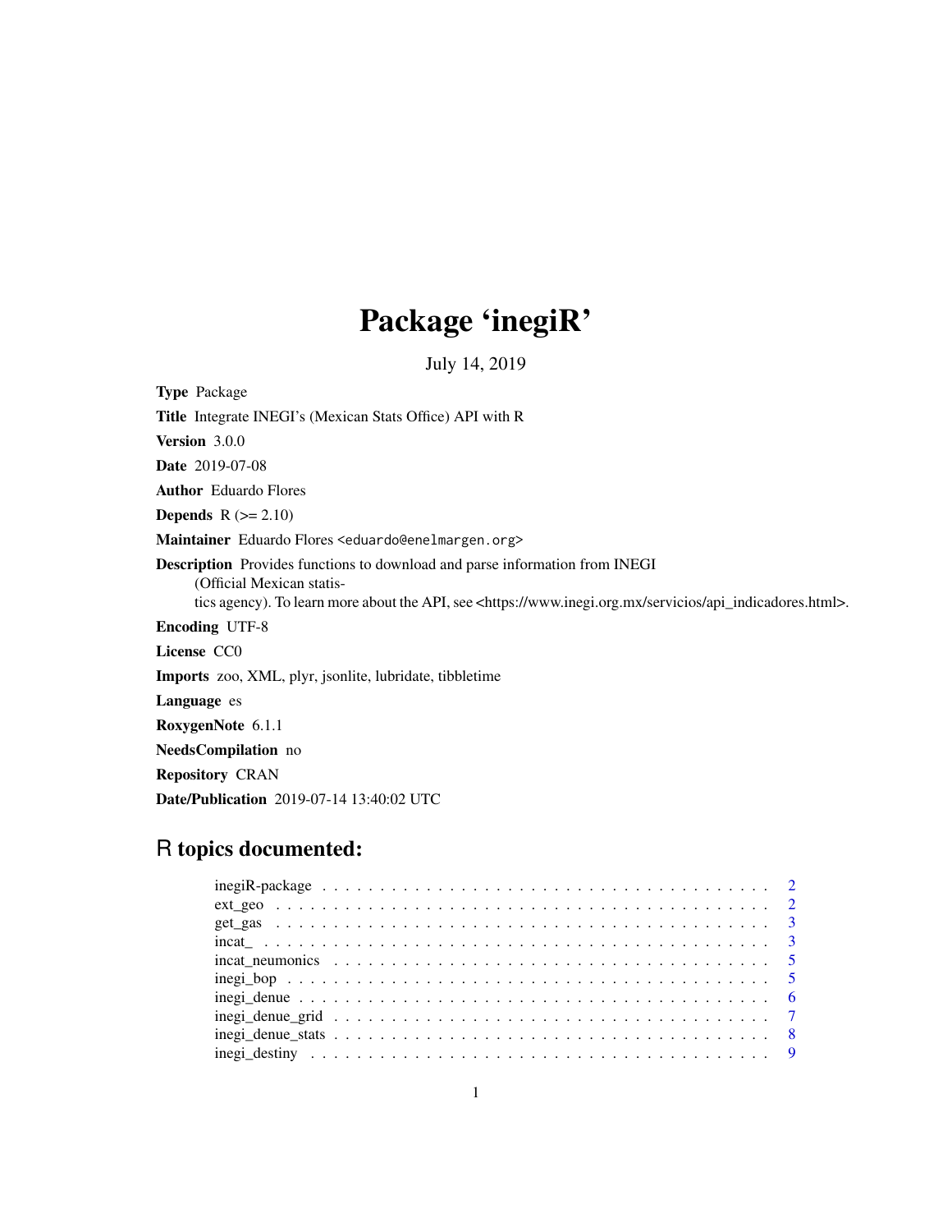# Package 'inegiR'

July 14, 2019

**Type** Package

**Title** Integrate INEGI's (Mexican Stats Office) API with R

**Version** 3.0.0

**Date** 2019-07-08

**Author** Eduardo Flores

**Depends** R (>= 2.10)

**Maintainer** Eduardo Flores <eduardo@enelmargen.org>

**Description** Provides functions to download and parse information from INEGI (Official Mexican statistics agency). To learn more about the API, see <https://www.inegi.org.mx/servicios/api_indicadores.html>.

**Encoding** UTF-8

**License** CC0

**Imports** zoo, XML, plyr, jsonlite, lubridate, tibbletime

**Language** es

**RoxygenNote** 6.1.1

**NeedsCompilation** no

**Repository** CRAN

**Date/Publication** 2019-07-14 13:40:02 UTC

## R topics documented:

- inegiR-package . . . . . . . . . . . . . . . . . . . . . . . . . . . . . . . . . . . . . 2
- ext_geo . . . . . . . . . . . . . . . . . . . . . . . . . . . . . . . . . . . . . . . . . 2
- get_gas . . . . . . . . . . . . . . . . . . . . . . . . . . . . . . . . . . . . . . . . . 3
- incat_ . . . . . . . . . . . . . . . . . . . . . . . . . . . . . . . . . . . . . . . . . . 3
- incat_neumonics . . . . . . . . . . . . . . . . . . . . . . . . . . . . . . . . . . . . 5
- inegi_bop . . . . . . . . . . . . . . . . . . . . . . . . . . . . . . . . . . . . . . . . 5
- inegi_denue . . . . . . . . . . . . . . . . . . . . . . . . . . . . . . . . . . . . . . . 6
- inegi_denue_grid . . . . . . . . . . . . . . . . . . . . . . . . . . . . . . . . . . . . 7
- inegi_denue_stats . . . . . . . . . . . . . . . . . . . . . . . . . . . . . . . . . . . 8
- inegi_destiny . . . . . . . . . . . . . . . . . . . . . . . . . . . . . . . . . . . . . . 9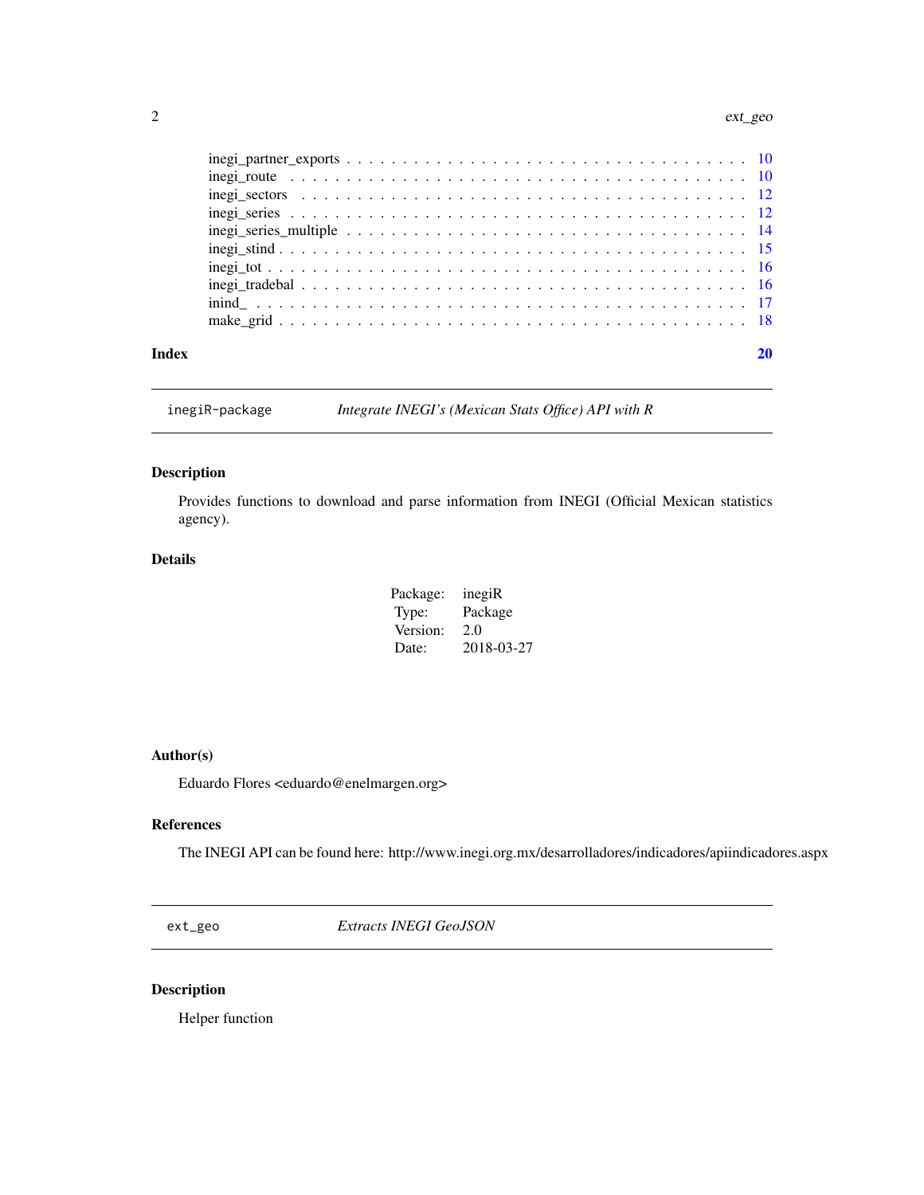inegi_partner_exports . . . . . . . . . . . . . . . . . . . . . . . . . . . . . . . . . . 10
inegi_route . . . . . . . . . . . . . . . . . . . . . . . . . . . . . . . . . . . . . . . 10
inegi_sectors . . . . . . . . . . . . . . . . . . . . . . . . . . . . . . . . . . . . . . 12
inegi_series . . . . . . . . . . . . . . . . . . . . . . . . . . . . . . . . . . . . . . 12
inegi_series_multiple . . . . . . . . . . . . . . . . . . . . . . . . . . . . . . . . . 14
inegi_stind . . . . . . . . . . . . . . . . . . . . . . . . . . . . . . . . . . . . . . . 15
inegi_tot . . . . . . . . . . . . . . . . . . . . . . . . . . . . . . . . . . . . . . . . 16
inegi_tradebal . . . . . . . . . . . . . . . . . . . . . . . . . . . . . . . . . . . . . . 16
inind_ . . . . . . . . . . . . . . . . . . . . . . . . . . . . . . . . . . . . . . . . . . 17
make_grid . . . . . . . . . . . . . . . . . . . . . . . . . . . . . . . . . . . . . . . . 18

**Index** **20**

---

`inegiR-package` *Integrate INEGI's (Mexican Stats Office) API with R*

---

## Description

Provides functions to download and parse information from INEGI (Official Mexican statistics agency).

## Details

| | |
|---|---|
| Package: | inegiR |
| Type: | Package |
| Version: | 2.0 |
| Date: | 2018-03-27 |

## Author(s)

Eduardo Flores <eduardo@enelmargen.org>

## References

The INEGI API can be found here: http://www.inegi.org.mx/desarrolladores/indicadores/apiindicadores.aspx

---

`ext_geo` *Extracts INEGI GeoJSON*

---

## Description

Helper function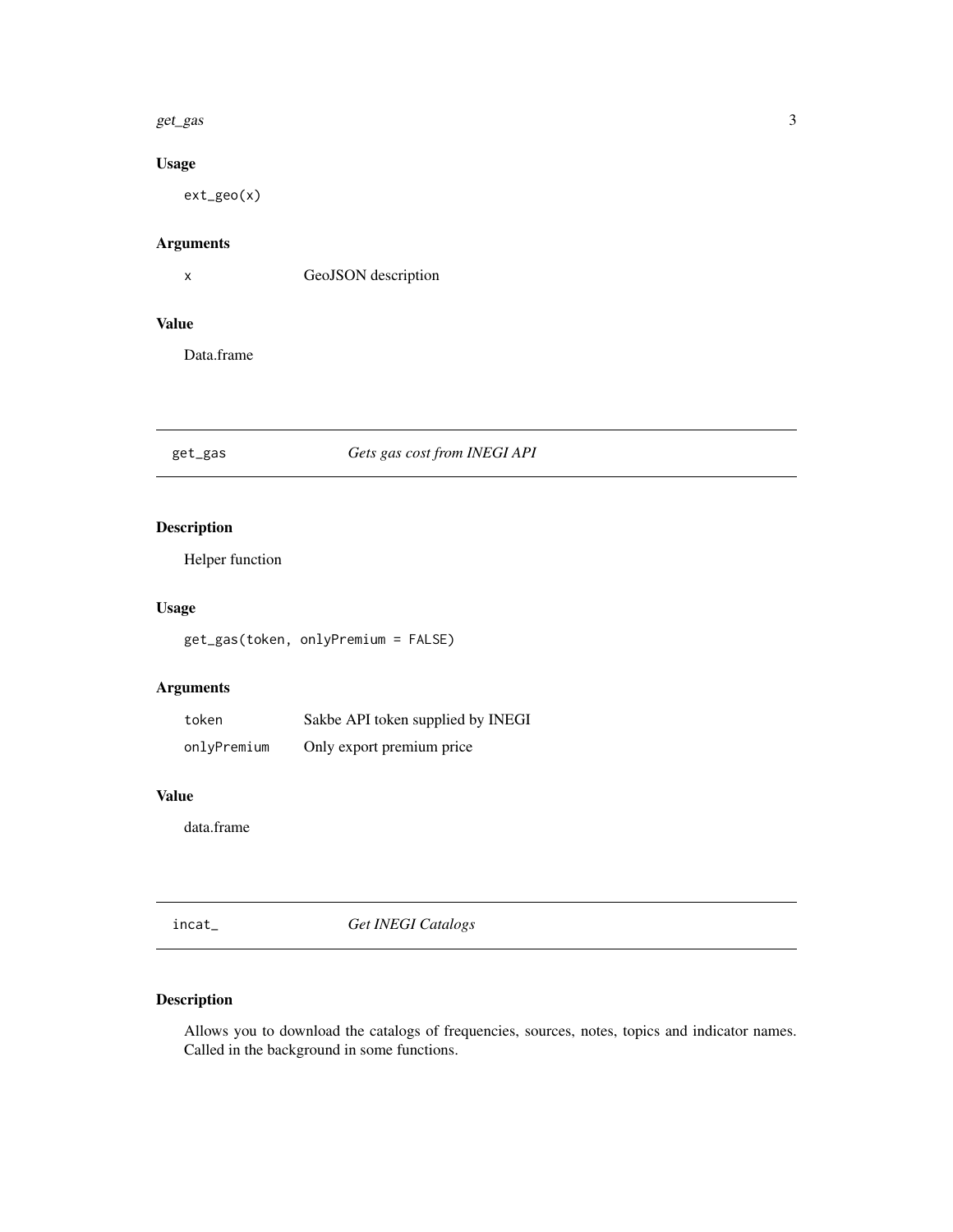### Usage

```
ext_geo(x)
```

### Arguments

| | |
|---|---|
| x | GeoJSON description |

### Value

Data.frame

## get_gas — *Gets gas cost from INEGI API*

### Description

Helper function

### Usage

```
get_gas(token, onlyPremium = FALSE)
```

### Arguments

| | |
|---|---|
| token | Sakbe API token supplied by INEGI |
| onlyPremium | Only export premium price |

### Value

data.frame

## incat_ — *Get INEGI Catalogs*

### Description

Allows you to download the catalogs of frequencies, sources, notes, topics and indicator names. Called in the background in some functions.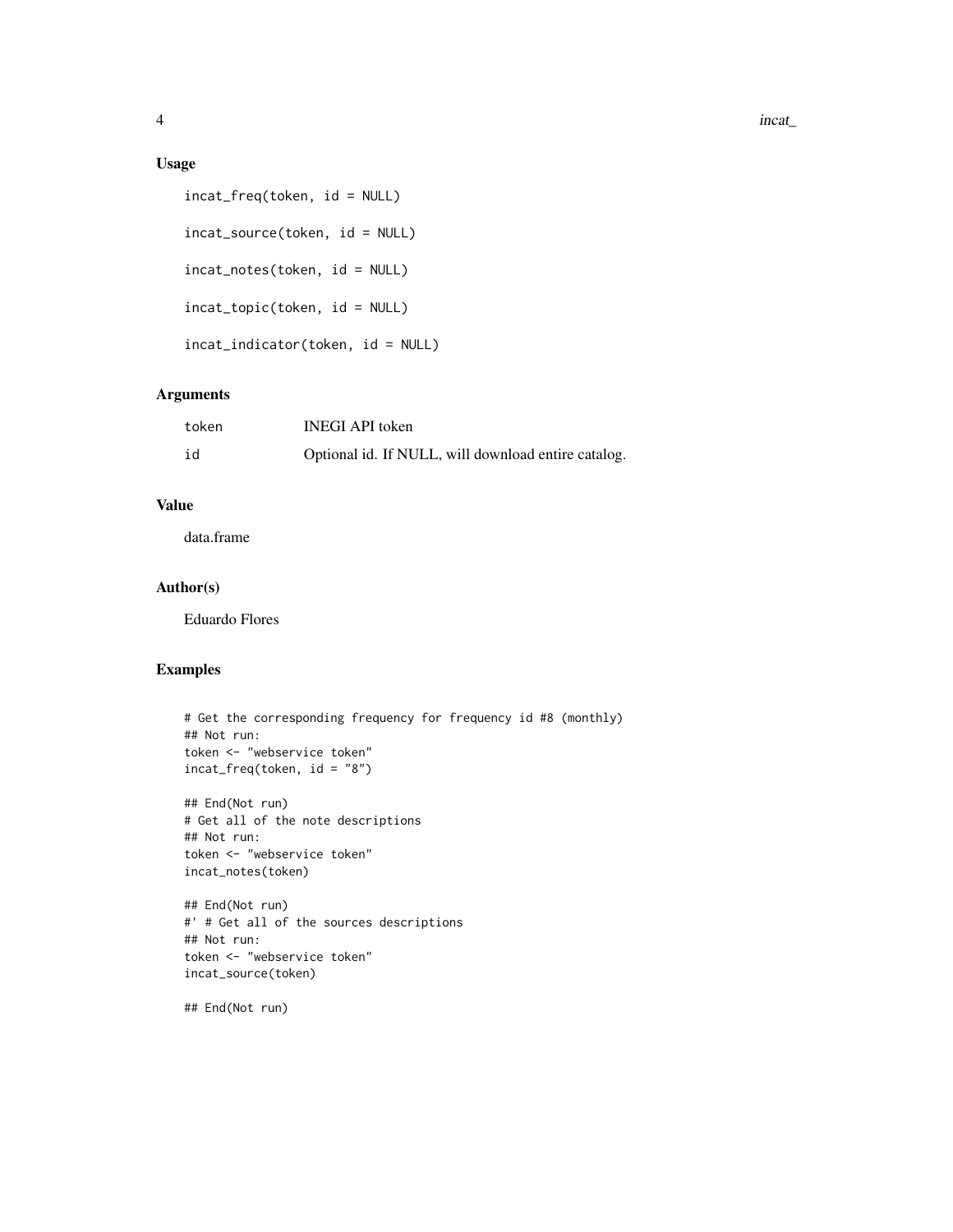## Usage

```
incat_freq(token, id = NULL)

incat_source(token, id = NULL)

incat_notes(token, id = NULL)

incat_topic(token, id = NULL)

incat_indicator(token, id = NULL)
```

## Arguments

| | |
|---|---|
| token | INEGI API token |
| id | Optional id. If NULL, will download entire catalog. |

## Value

data.frame

## Author(s)

Eduardo Flores

## Examples

```
# Get the corresponding frequency for frequency id #8 (monthly)
## Not run:
token <- "webservice token"
incat_freq(token, id = "8")

## End(Not run)
# Get all of the note descriptions
## Not run:
token <- "webservice token"
incat_notes(token)

## End(Not run)
#' # Get all of the sources descriptions
## Not run:
token <- "webservice token"
incat_source(token)

## End(Not run)
```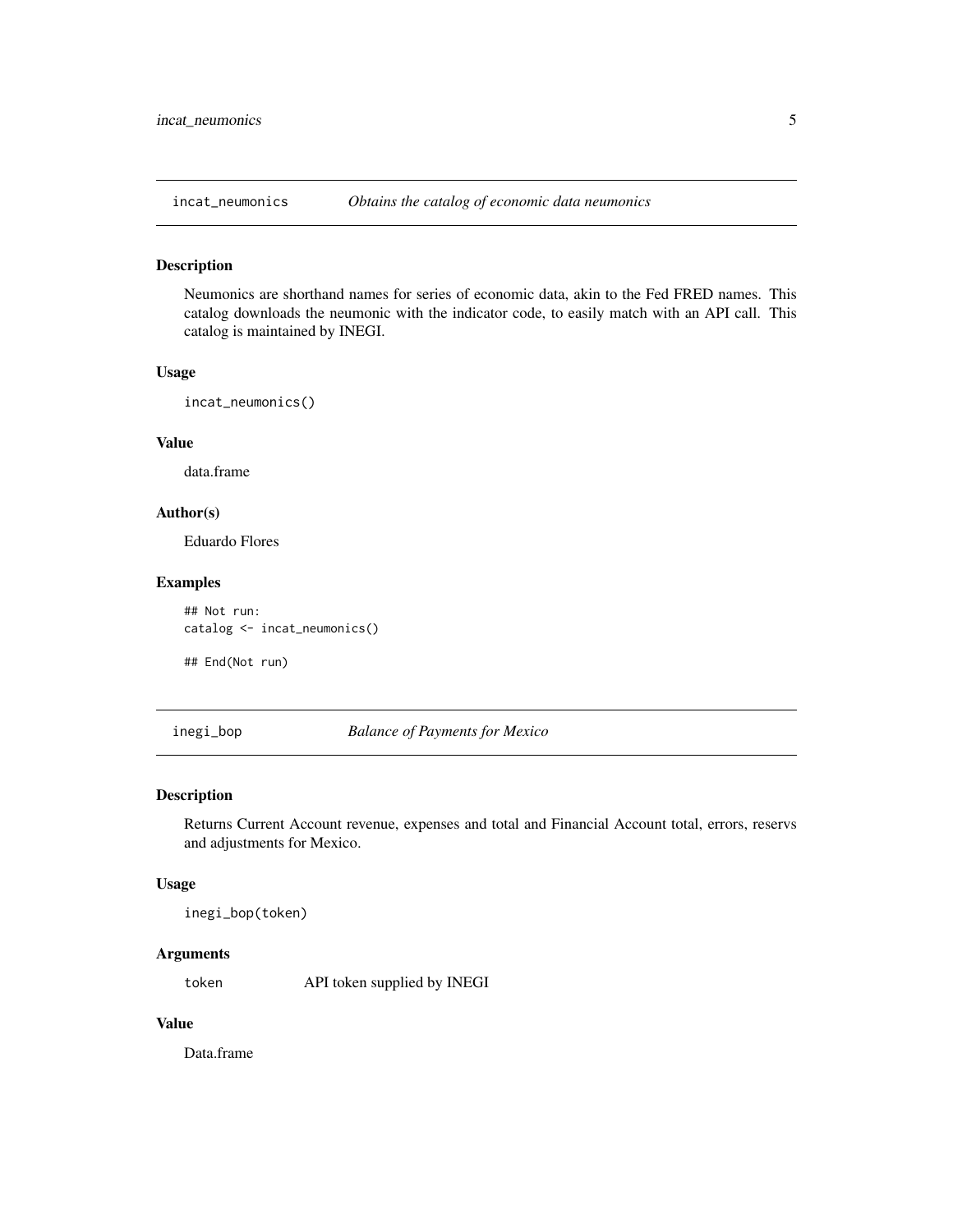## incat_neumonics — *Obtains the catalog of economic data neumonics*

### Description

Neumonics are shorthand names for series of economic data, akin to the Fed FRED names. This catalog downloads the neumonic with the indicator code, to easily match with an API call. This catalog is maintained by INEGI.

### Usage

```
incat_neumonics()
```

### Value

data.frame

### Author(s)

Eduardo Flores

### Examples

```
## Not run:
catalog <- incat_neumonics()

## End(Not run)
```

## inegi_bop — *Balance of Payments for Mexico*

### Description

Returns Current Account revenue, expenses and total and Financial Account total, errors, reservs and adjustments for Mexico.

### Usage

```
inegi_bop(token)
```

### Arguments

| | |
|---|---|
| `token` | API token supplied by INEGI |

### Value

Data.frame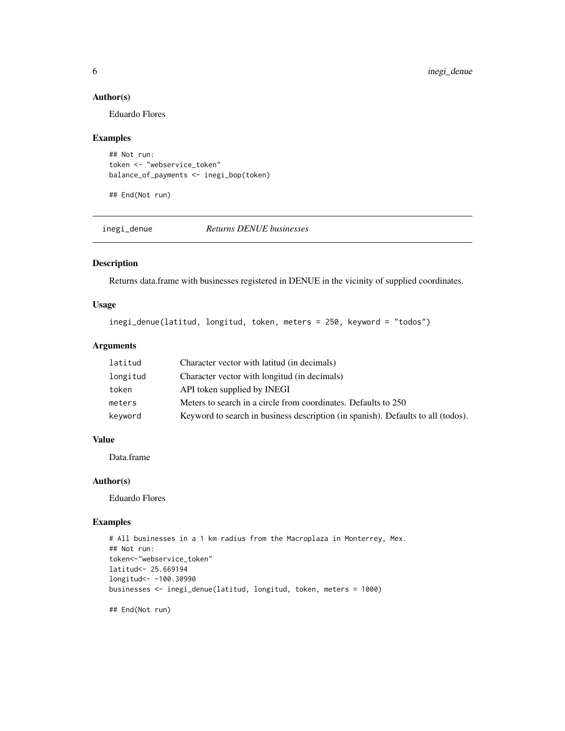### Author(s)

Eduardo Flores

### Examples

```
## Not run:
token <- "webservice_token"
balance_of_payments <- inegi_bop(token)

## End(Not run)
```

## inegi_denue *Returns DENUE businesses*

### Description

Returns data.frame with businesses registered in DENUE in the vicinity of supplied coordinates.

### Usage

```
inegi_denue(latitud, longitud, token, meters = 250, keyword = "todos")
```

### Arguments

| | |
|---|---|
| latitud | Character vector with latitud (in decimals) |
| longitud | Character vector with longitud (in decimals) |
| token | API token supplied by INEGI |
| meters | Meters to search in a circle from coordinates. Defaults to 250 |
| keyword | Keyword to search in business description (in spanish). Defaults to all (todos). |

### Value

Data.frame

### Author(s)

Eduardo Flores

### Examples

```
# All businesses in a 1 km radius from the Macroplaza in Monterrey, Mex.
## Not run:
token<-"webservice_token"
latitud<- 25.669194
longitud<- -100.30990
businesses <- inegi_denue(latitud, longitud, token, meters = 1000)

## End(Not run)
```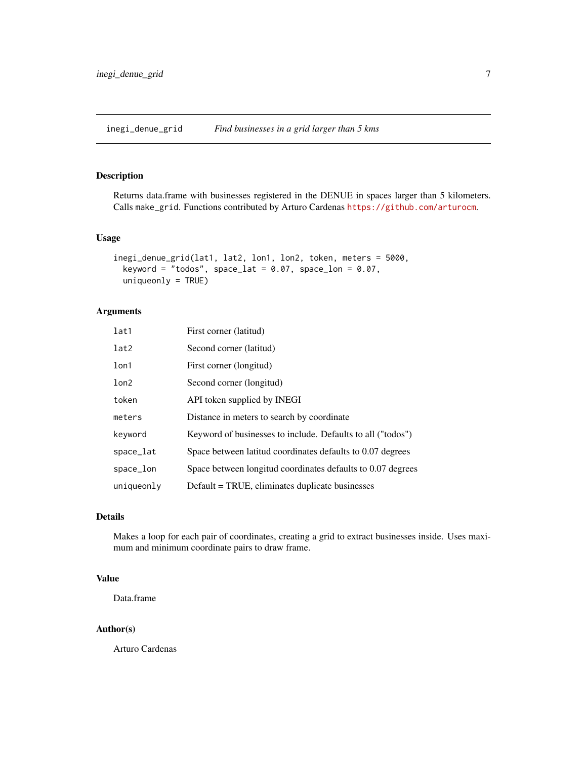## inegi_denue_grid — *Find businesses in a grid larger than 5 kms*

### Description

Returns data.frame with businesses registered in the DENUE in spaces larger than 5 kilometers. Calls `make_grid`. Functions contributed by Arturo Cardenas https://github.com/arturocm.

### Usage

```
inegi_denue_grid(lat1, lat2, lon1, lon2, token, meters = 5000,
  keyword = "todos", space_lat = 0.07, space_lon = 0.07,
  uniqueonly = TRUE)
```

### Arguments

| Argument | Description |
|---|---|
| `lat1` | First corner (latitud) |
| `lat2` | Second corner (latitud) |
| `lon1` | First corner (longitud) |
| `lon2` | Second corner (longitud) |
| `token` | API token supplied by INEGI |
| `meters` | Distance in meters to search by coordinate |
| `keyword` | Keyword of businesses to include. Defaults to all ("todos") |
| `space_lat` | Space between latitud coordinates defaults to 0.07 degrees |
| `space_lon` | Space between longitud coordinates defaults to 0.07 degrees |
| `uniqueonly` | Default = TRUE, eliminates duplicate businesses |

### Details

Makes a loop for each pair of coordinates, creating a grid to extract businesses inside. Uses maximum and minimum coordinate pairs to draw frame.

### Value

Data.frame

### Author(s)

Arturo Cardenas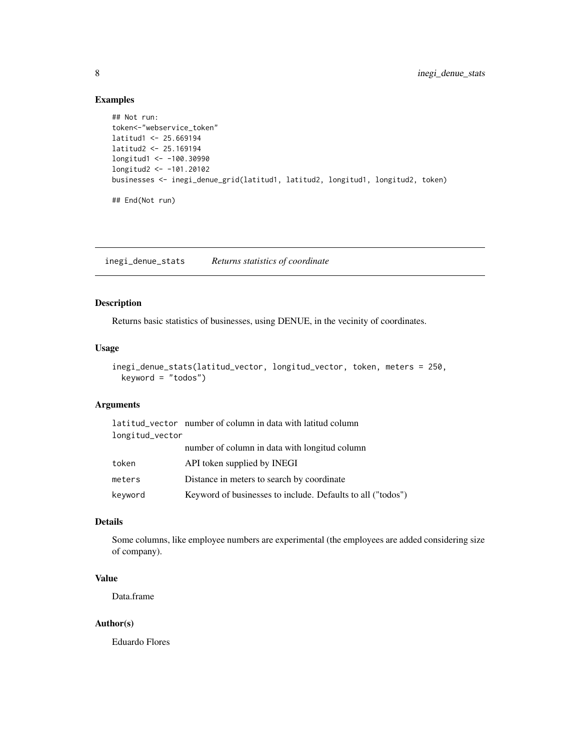### Examples

```
## Not run:
token<-"webservice_token"
latitud1 <- 25.669194
latitud2 <- 25.169194
longitud1 <- -100.30990
longitud2 <- -101.20102
businesses <- inegi_denue_grid(latitud1, latitud2, longitud1, longitud2, token)

## End(Not run)
```

---

## inegi_denue_stats *Returns statistics of coordinate*

### Description

Returns basic statistics of businesses, using DENUE, in the vecinity of coordinates.

### Usage

```
inegi_denue_stats(latitud_vector, longitud_vector, token, meters = 250,
  keyword = "todos")
```

### Arguments

| | |
|---|---|
| latitud_vector | number of column in data with latitud column |
| longitud_vector | number of column in data with longitud column |
| token | API token supplied by INEGI |
| meters | Distance in meters to search by coordinate |
| keyword | Keyword of businesses to include. Defaults to all ("todos") |

### Details

Some columns, like employee numbers are experimental (the employees are added considering size of company).

### Value

Data.frame

### Author(s)

Eduardo Flores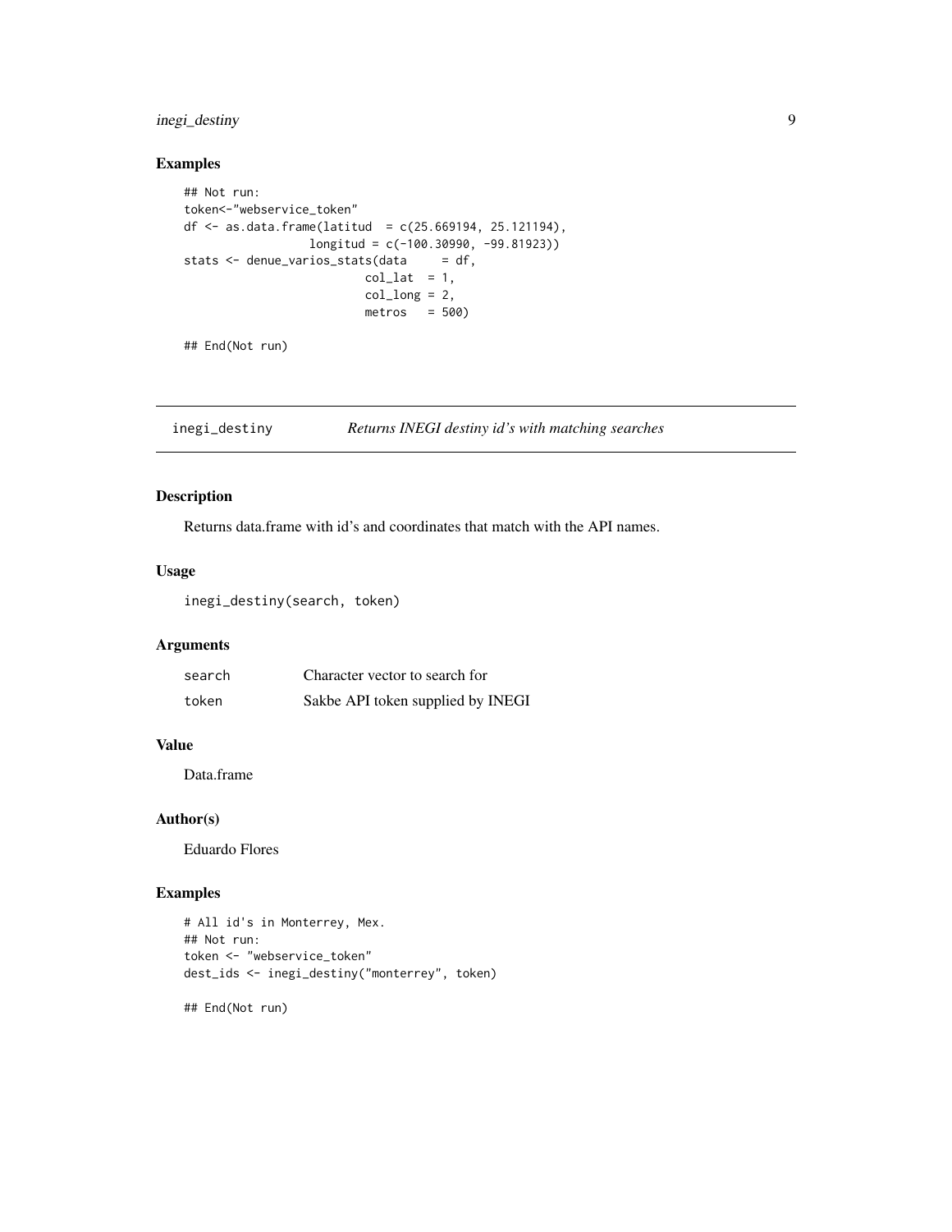### Examples

```
## Not run:
token<-"webservice_token"
df <- as.data.frame(latitud  = c(25.669194, 25.121194),
                  longitud = c(-100.30990, -99.81923))
stats <- denue_varios_stats(data     = df,
                          col_lat  = 1,
                          col_long = 2,
                          metros   = 500)

## End(Not run)
```

---

## inegi_destiny — *Returns INEGI destiny id's with matching searches*

### Description

Returns data.frame with id's and coordinates that match with the API names.

### Usage

```
inegi_destiny(search, token)
```

### Arguments

| | |
|---|---|
| search | Character vector to search for |
| token | Sakbe API token supplied by INEGI |

### Value

Data.frame

### Author(s)

Eduardo Flores

### Examples

```
# All id's in Monterrey, Mex.
## Not run:
token <- "webservice_token"
dest_ids <- inegi_destiny("monterrey", token)

## End(Not run)
```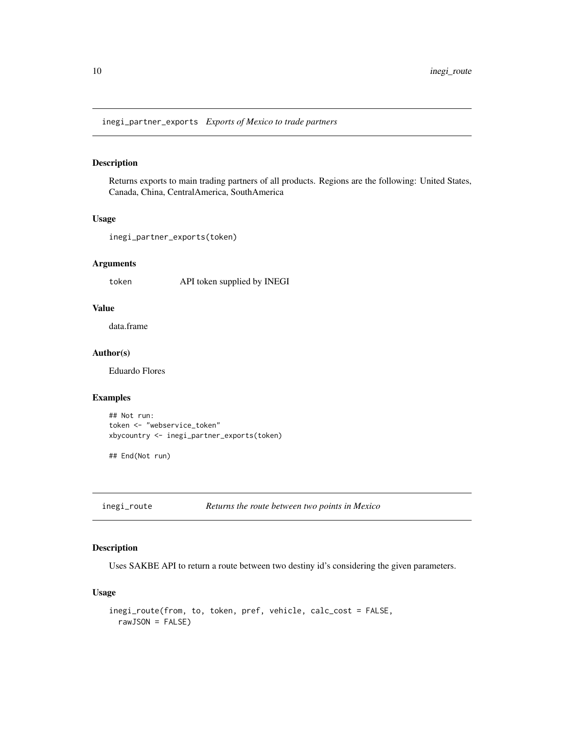## inegi_partner_exports *Exports of Mexico to trade partners*

### Description

Returns exports to main trading partners of all products. Regions are the following: United States, Canada, China, CentralAmerica, SouthAmerica

### Usage

```
inegi_partner_exports(token)
```

### Arguments

| | |
|---|---|
| `token` | API token supplied by INEGI |

### Value

data.frame

### Author(s)

Eduardo Flores

### Examples

```
## Not run:
token <- "webservice_token"
xbycountry <- inegi_partner_exports(token)

## End(Not run)
```

## inegi_route *Returns the route between two points in Mexico*

### Description

Uses SAKBE API to return a route between two destiny id's considering the given parameters.

### Usage

```
inegi_route(from, to, token, pref, vehicle, calc_cost = FALSE,
  rawJSON = FALSE)
```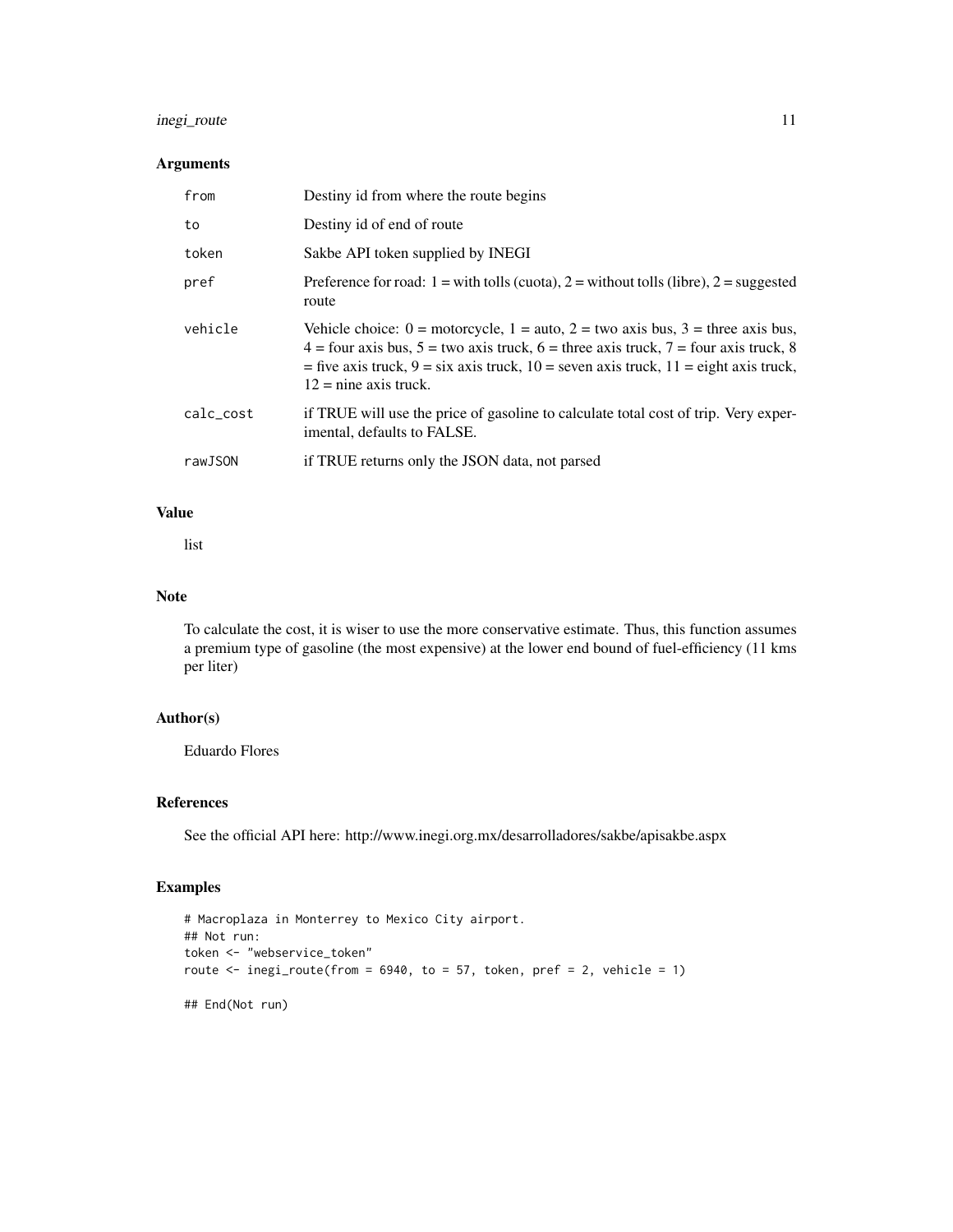### Arguments

| | |
|---|---|
| from | Destiny id from where the route begins |
| to | Destiny id of end of route |
| token | Sakbe API token supplied by INEGI |
| pref | Preference for road: 1 = with tolls (cuota), 2 = without tolls (libre), 2 = suggested route |
| vehicle | Vehicle choice: 0 = motorcycle, 1 = auto, 2 = two axis bus, 3 = three axis bus, 4 = four axis bus, 5 = two axis truck, 6 = three axis truck, 7 = four axis truck, 8 = five axis truck, 9 = six axis truck, 10 = seven axis truck, 11 = eight axis truck, 12 = nine axis truck. |
| calc_cost | if TRUE will use the price of gasoline to calculate total cost of trip. Very experimental, defaults to FALSE. |
| rawJSON | if TRUE returns only the JSON data, not parsed |

### Value

list

### Note

To calculate the cost, it is wiser to use the more conservative estimate. Thus, this function assumes a premium type of gasoline (the most expensive) at the lower end bound of fuel-efficiency (11 kms per liter)

### Author(s)

Eduardo Flores

### References

See the official API here: http://www.inegi.org.mx/desarrolladores/sakbe/apisakbe.aspx

### Examples

```
# Macroplaza in Monterrey to Mexico City airport.
## Not run:
token <- "webservice_token"
route <- inegi_route(from = 6940, to = 57, token, pref = 2, vehicle = 1)

## End(Not run)
```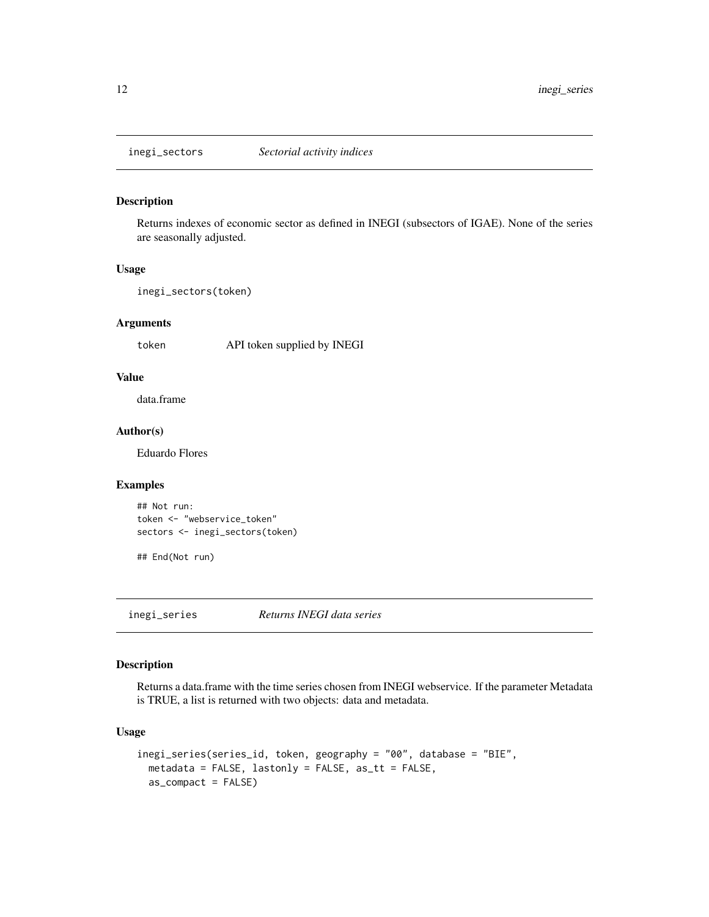## inegi_sectors *Sectorial activity indices*

### Description

Returns indexes of economic sector as defined in INEGI (subsectors of IGAE). None of the series are seasonally adjusted.

### Usage

```
inegi_sectors(token)
```

### Arguments

| | |
|---|---|
| token | API token supplied by INEGI |

### Value

data.frame

### Author(s)

Eduardo Flores

### Examples

```
## Not run:
token <- "webservice_token"
sectors <- inegi_sectors(token)

## End(Not run)
```

## inegi_series *Returns INEGI data series*

### Description

Returns a data.frame with the time series chosen from INEGI webservice. If the parameter Metadata is TRUE, a list is returned with two objects: data and metadata.

### Usage

```
inegi_series(series_id, token, geography = "00", database = "BIE",
  metadata = FALSE, lastonly = FALSE, as_tt = FALSE,
  as_compact = FALSE)
```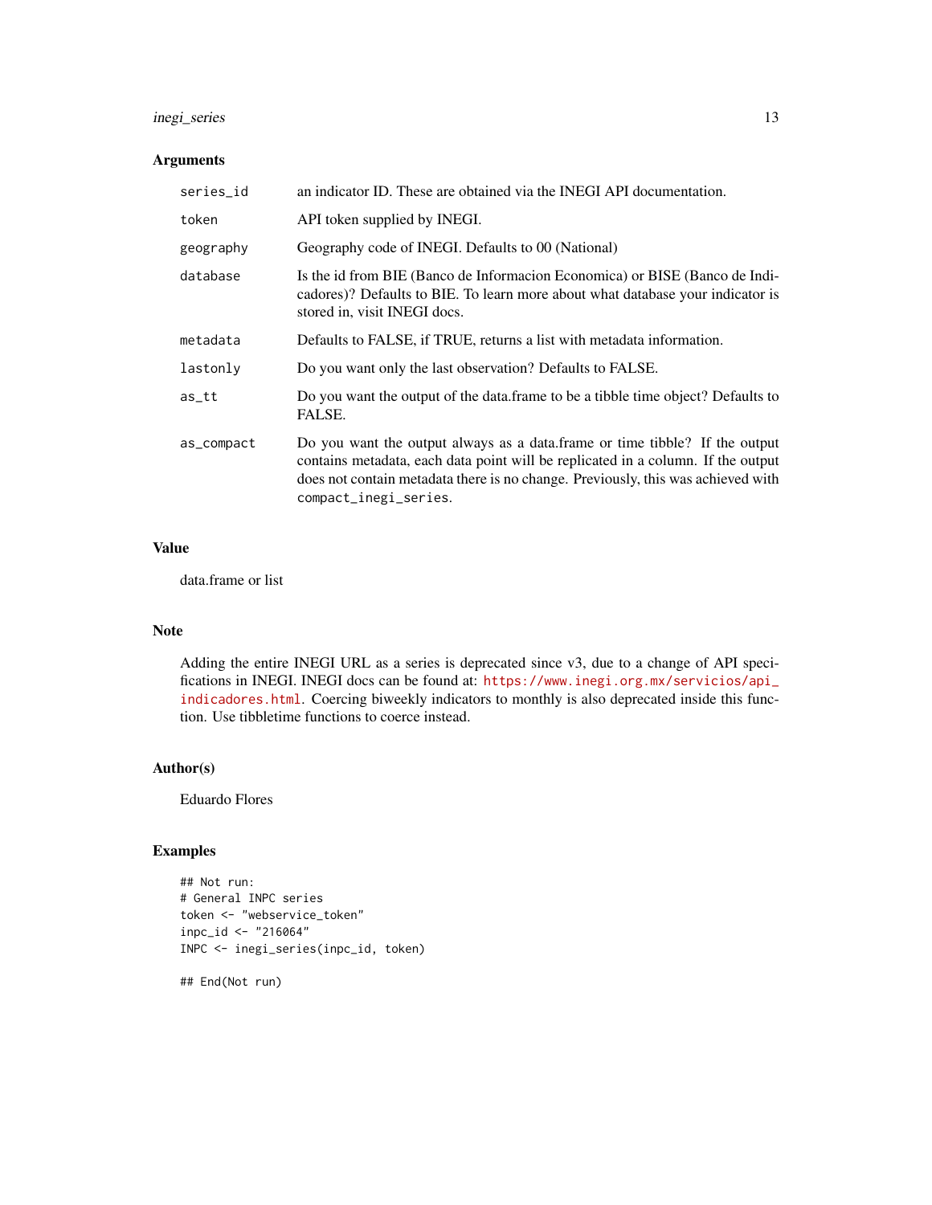## Arguments

| | |
|---|---|
| `series_id` | an indicator ID. These are obtained via the INEGI API documentation. |
| `token` | API token supplied by INEGI. |
| `geography` | Geography code of INEGI. Defaults to 00 (National) |
| `database` | Is the id from BIE (Banco de Informacion Economica) or BISE (Banco de Indicadores)? Defaults to BIE. To learn more about what database your indicator is stored in, visit INEGI docs. |
| `metadata` | Defaults to FALSE, if TRUE, returns a list with metadata information. |
| `lastonly` | Do you want only the last observation? Defaults to FALSE. |
| `as_tt` | Do you want the output of the data.frame to be a tibble time object? Defaults to FALSE. |
| `as_compact` | Do you want the output always as a data.frame or time tibble? If the output contains metadata, each data point will be replicated in a column. If the output does not contain metadata there is no change. Previously, this was achieved with `compact_inegi_series`. |

## Value

data.frame or list

## Note

Adding the entire INEGI URL as a series is deprecated since v3, due to a change of API specifications in INEGI. INEGI docs can be found at: https://www.inegi.org.mx/servicios/api_indicadores.html. Coercing biweekly indicators to monthly is also deprecated inside this function. Use tibbletime functions to coerce instead.

## Author(s)

Eduardo Flores

## Examples

```
## Not run:
# General INPC series
token <- "webservice_token"
inpc_id <- "216064"
INPC <- inegi_series(inpc_id, token)

## End(Not run)
```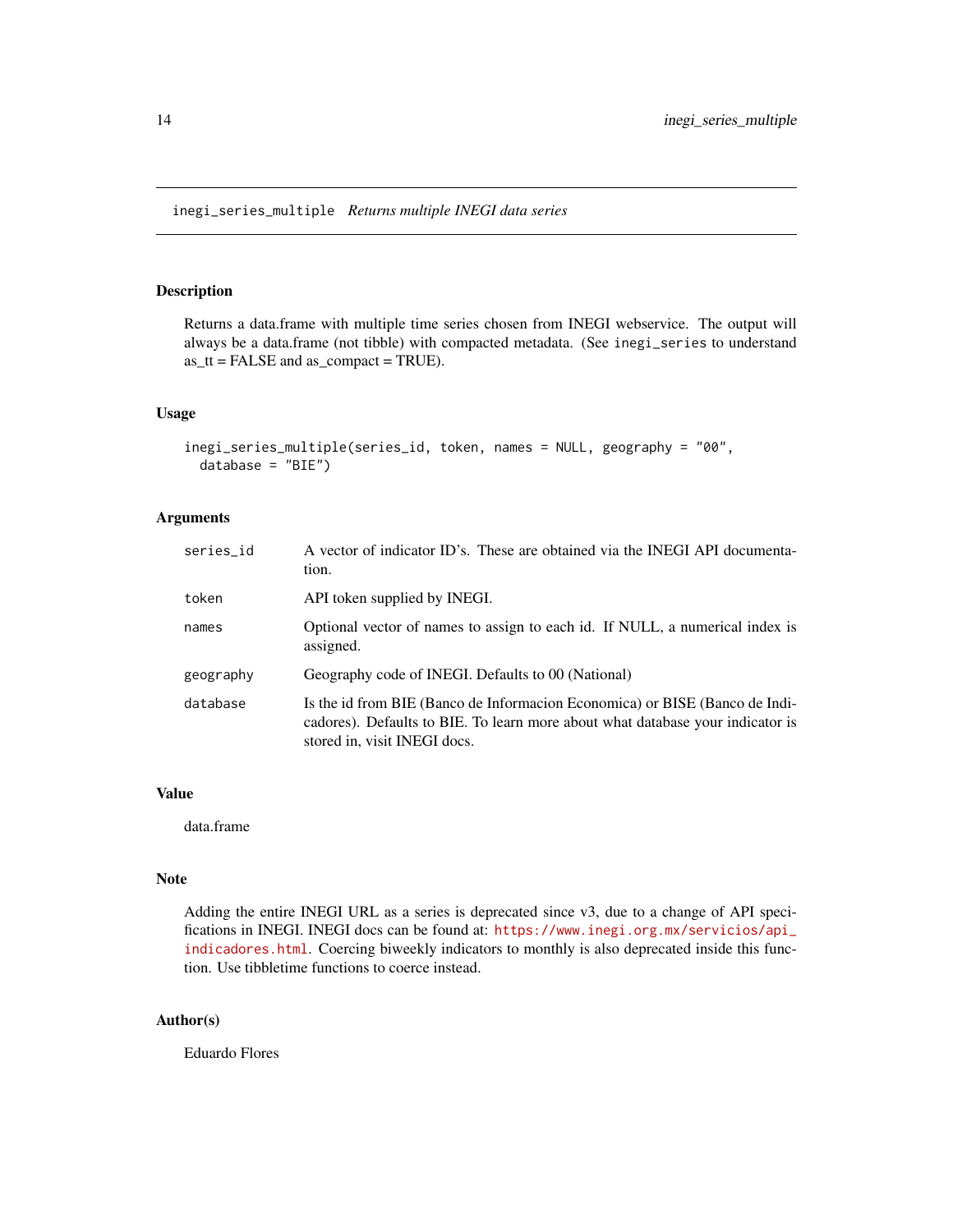## inegi_series_multiple *Returns multiple INEGI data series*

### Description

Returns a data.frame with multiple time series chosen from INEGI webservice. The output will always be a data.frame (not tibble) with compacted metadata. (See `inegi_series` to understand as_tt = FALSE and as_compact = TRUE).

### Usage

```
inegi_series_multiple(series_id, token, names = NULL, geography = "00",
  database = "BIE")
```

### Arguments

| | |
|---|---|
| `series_id` | A vector of indicator ID's. These are obtained via the INEGI API documentation. |
| `token` | API token supplied by INEGI. |
| `names` | Optional vector of names to assign to each id. If NULL, a numerical index is assigned. |
| `geography` | Geography code of INEGI. Defaults to 00 (National) |
| `database` | Is the id from BIE (Banco de Informacion Economica) or BISE (Banco de Indicadores). Defaults to BIE. To learn more about what database your indicator is stored in, visit INEGI docs. |

### Value

data.frame

### Note

Adding the entire INEGI URL as a series is deprecated since v3, due to a change of API specifications in INEGI. INEGI docs can be found at: https://www.inegi.org.mx/servicios/api_indicadores.html. Coercing biweekly indicators to monthly is also deprecated inside this function. Use tibbletime functions to coerce instead.

### Author(s)

Eduardo Flores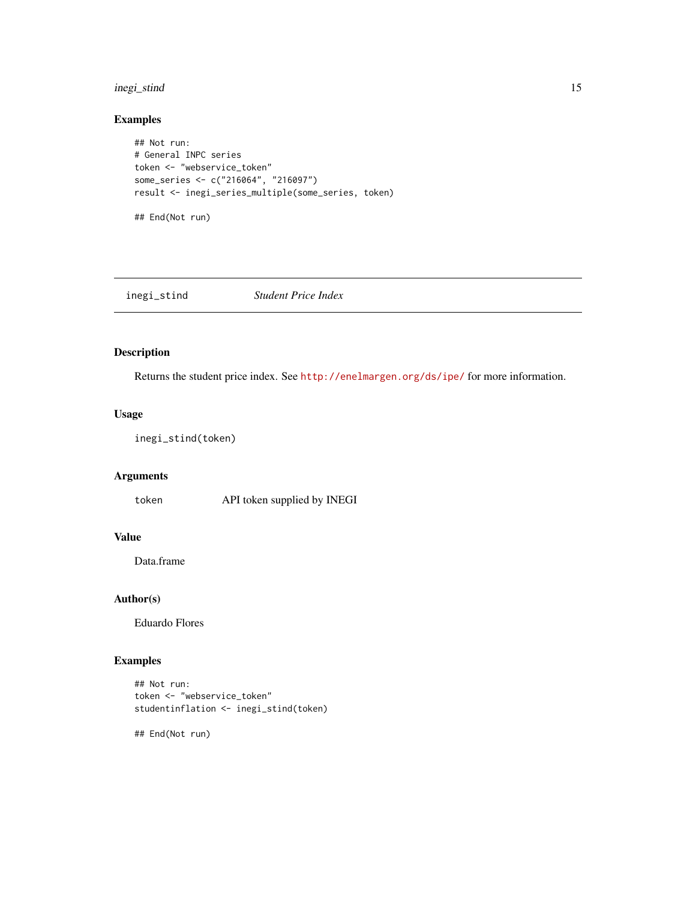## Examples

```
## Not run:
# General INPC series
token <- "webservice_token"
some_series <- c("216064", "216097")
result <- inegi_series_multiple(some_series, token)

## End(Not run)
```

---

## inegi_stind    *Student Price Index*

---

### Description

Returns the student price index. See http://enelmargen.org/ds/ipe/ for more information.

### Usage

```
inegi_stind(token)
```

### Arguments

| | |
|---|---|
| token | API token supplied by INEGI |

### Value

Data.frame

### Author(s)

Eduardo Flores

### Examples

```
## Not run:
token <- "webservice_token"
studentinflation <- inegi_stind(token)

## End(Not run)
```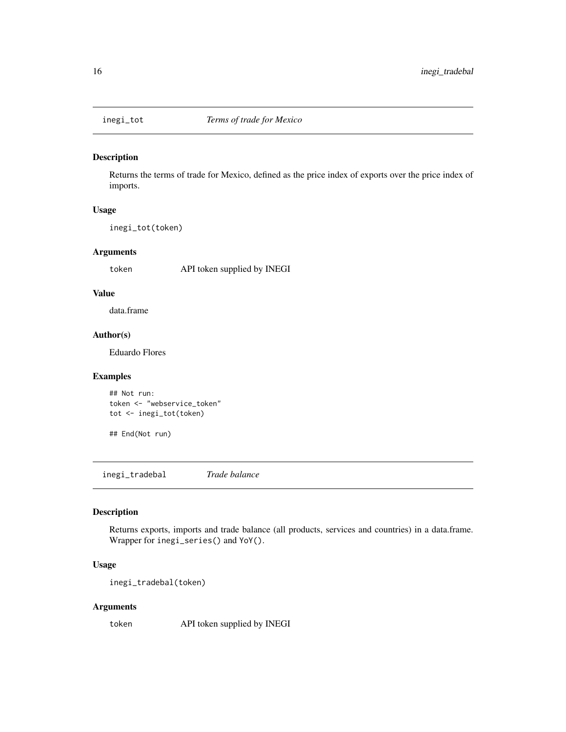## inegi_tot — *Terms of trade for Mexico*

### Description

Returns the terms of trade for Mexico, defined as the price index of exports over the price index of imports.

### Usage

```
inegi_tot(token)
```

### Arguments

| | |
|---|---|
| token | API token supplied by INEGI |

### Value

data.frame

### Author(s)

Eduardo Flores

### Examples

```
## Not run:
token <- "webservice_token"
tot <- inegi_tot(token)

## End(Not run)
```

## inegi_tradebal — *Trade balance*

### Description

Returns exports, imports and trade balance (all products, services and countries) in a data.frame. Wrapper for `inegi_series()` and `YoY()`.

### Usage

```
inegi_tradebal(token)
```

### Arguments

| | |
|---|---|
| token | API token supplied by INEGI |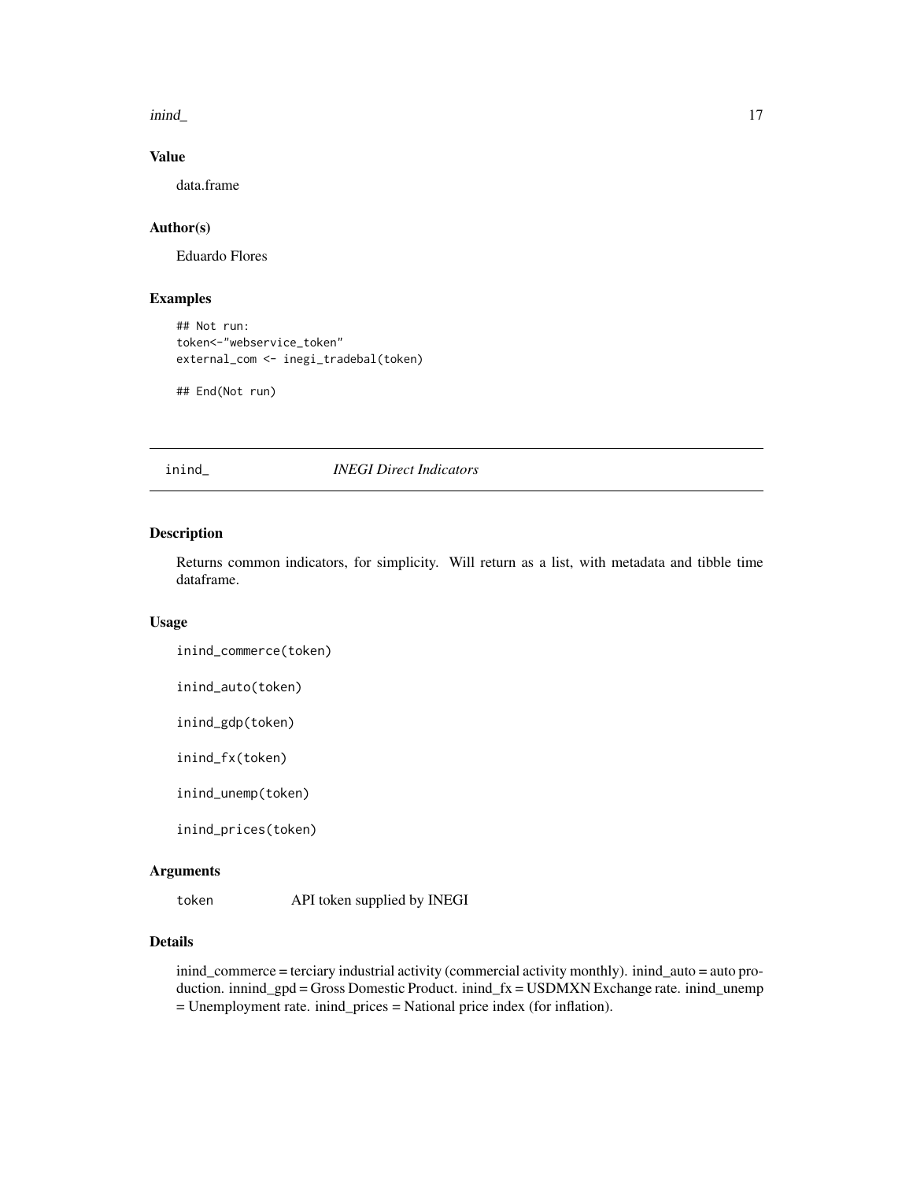### Value

data.frame

### Author(s)

Eduardo Flores

### Examples

```
## Not run:
token<-"webservice_token"
external_com <- inegi_tradebal(token)

## End(Not run)
```

---

## inind_ *INEGI Direct Indicators*

---

### Description

Returns common indicators, for simplicity. Will return as a list, with metadata and tibble time dataframe.

### Usage

```
inind_commerce(token)

inind_auto(token)

inind_gdp(token)

inind_fx(token)

inind_unemp(token)

inind_prices(token)
```

### Arguments

| | |
|---|---|
| token | API token supplied by INEGI |

### Details

inind_commerce = terciary industrial activity (commercial activity monthly). inind_auto = auto production. innind_gpd = Gross Domestic Product. inind_fx = USDMXN Exchange rate. inind_unemp = Unemployment rate. inind_prices = National price index (for inflation).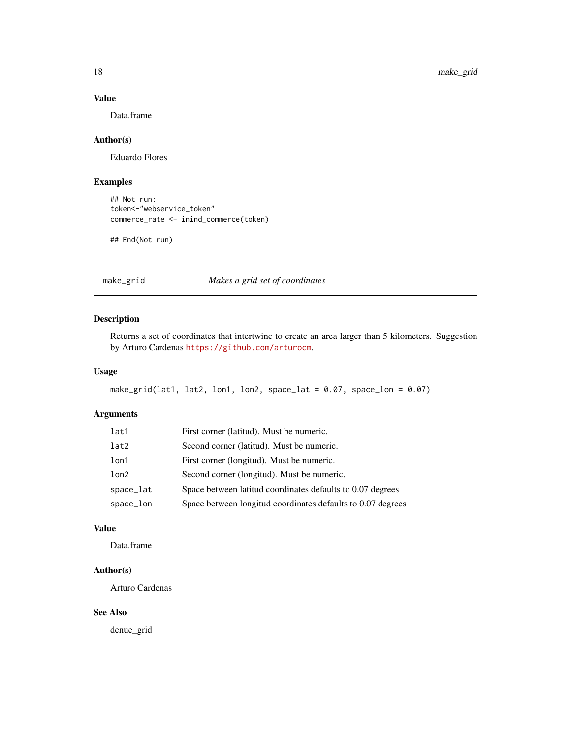### Value

Data.frame

### Author(s)

Eduardo Flores

### Examples

```
## Not run:
token<-"webservice_token"
commerce_rate <- inind_commerce(token)

## End(Not run)
```

---

## make_grid *Makes a grid set of coordinates*

---

### Description

Returns a set of coordinates that intertwine to create an area larger than 5 kilometers. Suggestion by Arturo Cardenas https://github.com/arturocm.

### Usage

```
make_grid(lat1, lat2, lon1, lon2, space_lat = 0.07, space_lon = 0.07)
```

### Arguments

| | |
|---|---|
| lat1 | First corner (latitud). Must be numeric. |
| lat2 | Second corner (latitud). Must be numeric. |
| lon1 | First corner (longitud). Must be numeric. |
| lon2 | Second corner (longitud). Must be numeric. |
| space_lat | Space between latitud coordinates defaults to 0.07 degrees |
| space_lon | Space between longitud coordinates defaults to 0.07 degrees |

### Value

Data.frame

### Author(s)

Arturo Cardenas

### See Also

denue_grid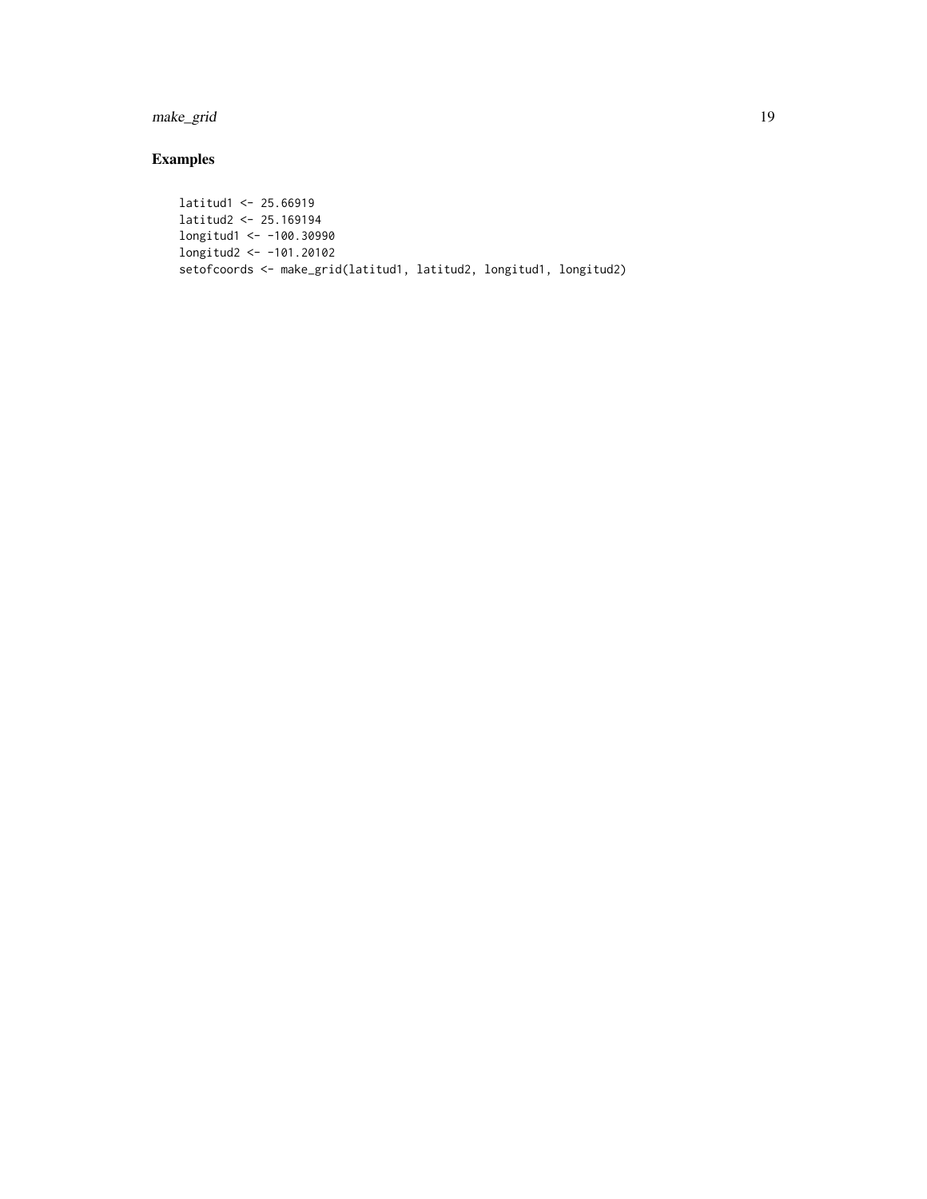## Examples

```
latitud1 <- 25.66919
latitud2 <- 25.169194
longitud1 <- -100.30990
longitud2 <- -101.20102
setofcoords <- make_grid(latitud1, latitud2, longitud1, longitud2)
```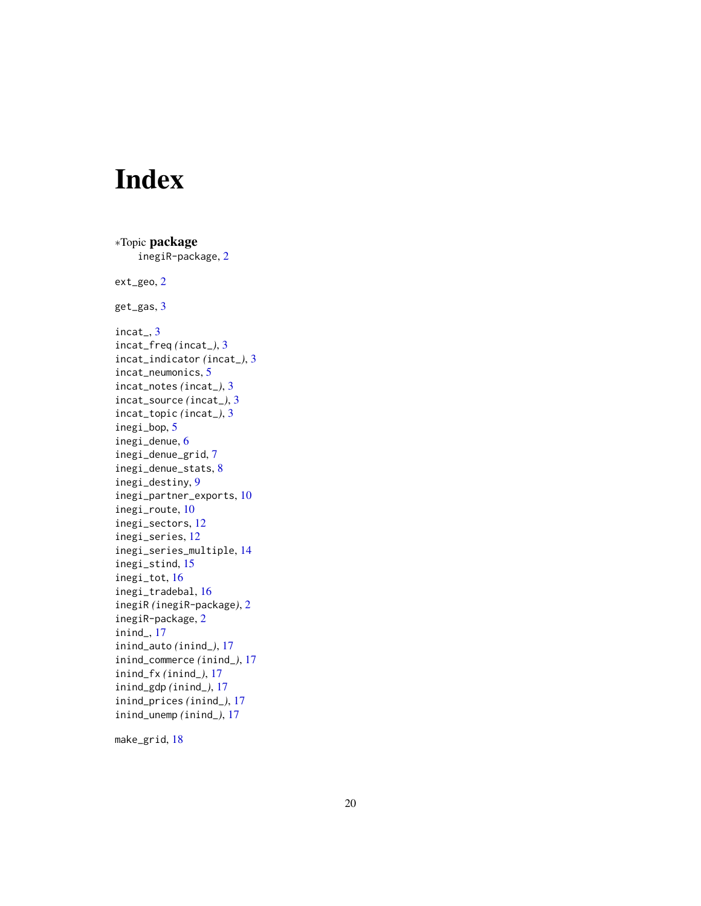# Index

∗Topic **package**

inegiR-package, 2

ext_geo, 2

get_gas, 3

incat_, 3
incat_freq *(*incat_*)*, 3
incat_indicator *(*incat_*)*, 3
incat_neumonics, 5
incat_notes *(*incat_*)*, 3
incat_source *(*incat_*)*, 3
incat_topic *(*incat_*)*, 3
inegi_bop, 5
inegi_denue, 6
inegi_denue_grid, 7
inegi_denue_stats, 8
inegi_destiny, 9
inegi_partner_exports, 10
inegi_route, 10
inegi_sectors, 12
inegi_series, 12
inegi_series_multiple, 14
inegi_stind, 15
inegi_tot, 16
inegi_tradebal, 16
inegiR *(*inegiR-package*)*, 2
inegiR-package, 2
inind_, 17
inind_auto *(*inind_*)*, 17
inind_commerce *(*inind_*)*, 17
inind_fx *(*inind_*)*, 17
inind_gdp *(*inind_*)*, 17
inind_prices *(*inind_*)*, 17
inind_unemp *(*inind_*)*, 17

make_grid, 18